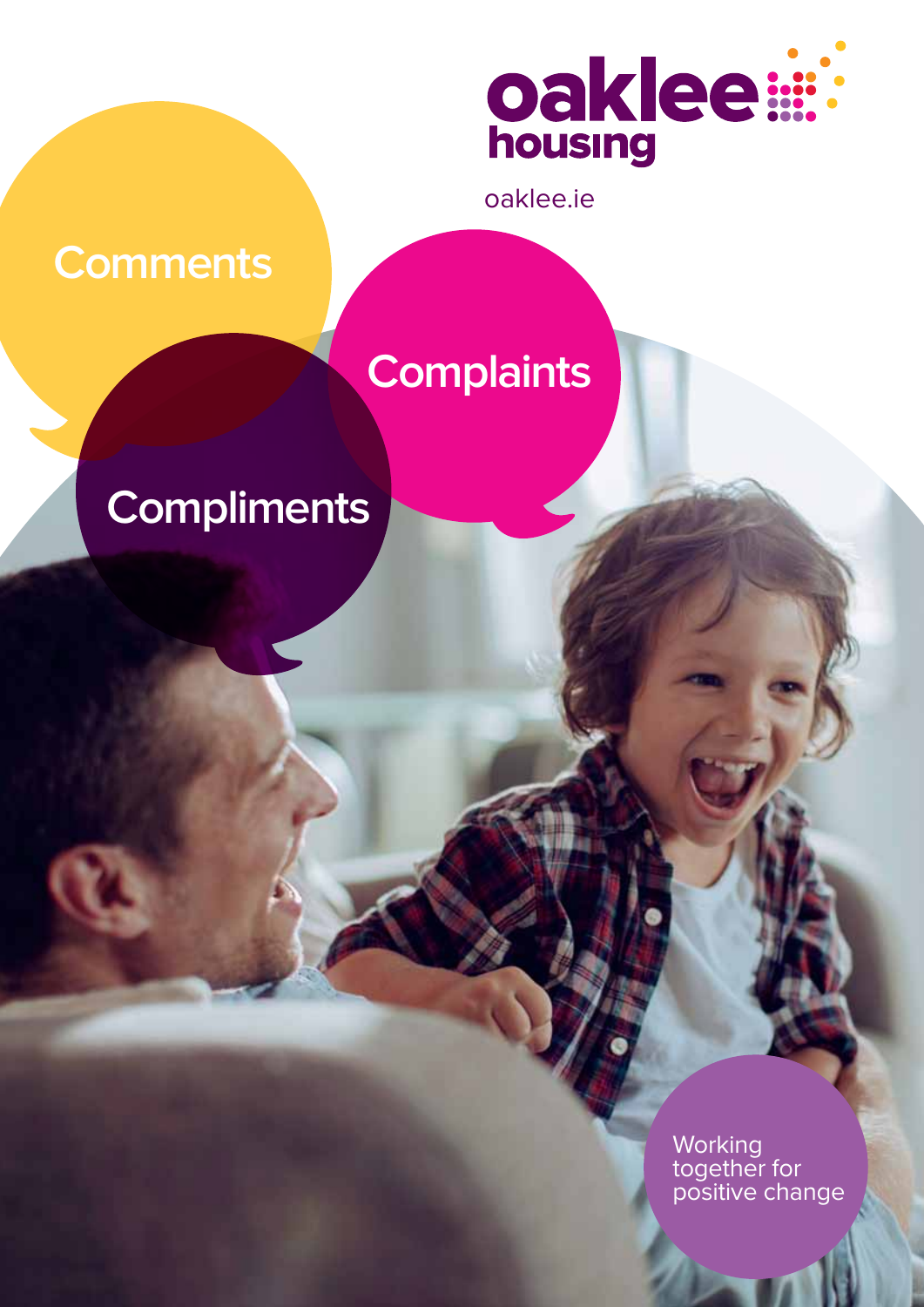oaklee housing

oaklee.ie

# Comments

# Compliments

# Complaints

Working together for positive change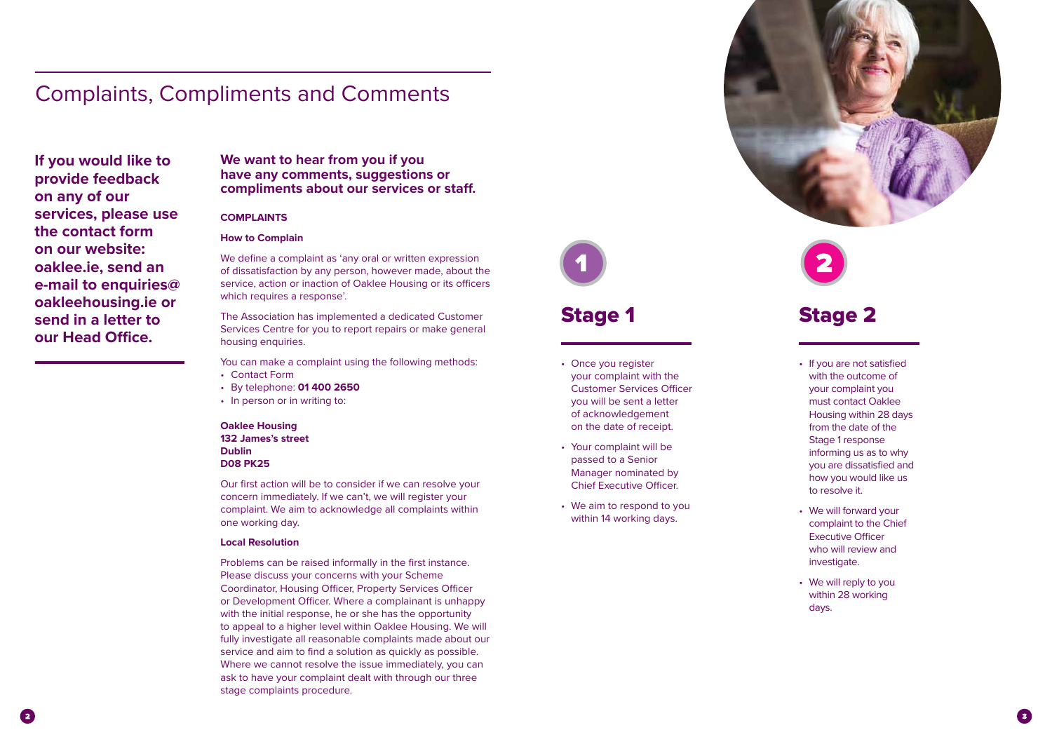# Complaints, Compliments and Comments

**If you would like to provide feedback on any of our services, please use the contact form on our website: oaklee.ie, send an e-mail to enquiries@oakleehousing.ie or send in a letter to our Head Office.**

**We want to hear from you if you have any comments, suggestions or compliments about our services or staff.**

**COMPLAINTS**

**How to Complain**

We define a complaint as 'any oral or written expression of dissatisfaction by any person, however made, about the service, action or inaction of Oaklee Housing or its officers which requires a response'.

The Association has implemented a dedicated Customer Services Centre for you to report repairs or make general housing enquiries.

You can make a complaint using the following methods:

- Contact Form
- By telephone: **01 400 2650**
- In person or in writing to:

**Oaklee Housing**
**132 James's street**
**Dublin**
**D08 PK25**

Our first action will be to consider if we can resolve your concern immediately. If we can't, we will register your complaint. We aim to acknowledge all complaints within one working day.

**Local Resolution**

Problems can be raised informally in the first instance. Please discuss your concerns with your Scheme Coordinator, Housing Officer, Property Services Officer or Development Officer. Where a complainant is unhappy with the initial response, he or she has the opportunity to appeal to a higher level within Oaklee Housing. We will fully investigate all reasonable complaints made about our service and aim to find a solution as quickly as possible. Where we cannot resolve the issue immediately, you can ask to have your complaint dealt with through our three stage complaints procedure.

## Stage 1

- Once you register your complaint with the Customer Services Officer you will be sent a letter of acknowledgement on the date of receipt.
- Your complaint will be passed to a Senior Manager nominated by Chief Executive Officer.
- We aim to respond to you within 14 working days.

## Stage 2

- If you are not satisfied with the outcome of your complaint you must contact Oaklee Housing within 28 days from the date of the Stage 1 response informing us as to why you are dissatisfied and how you would like us to resolve it.
- We will forward your complaint to the Chief Executive Officer who will review and investigate.
- We will reply to you within 28 working days.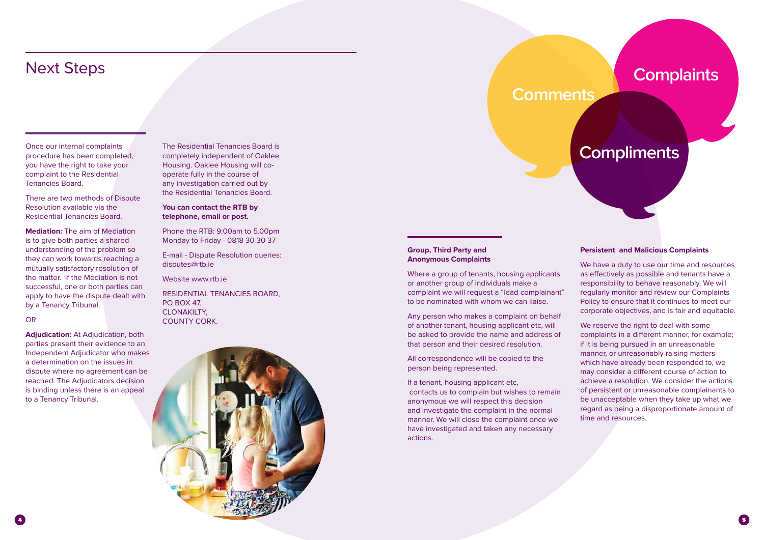# Next Steps

Once our internal complaints procedure has been completed, you have the right to take your complaint to the Residential Tenancies Board.

There are two methods of Dispute Resolution available via the Residential Tenancies Board.

**Mediation:** The aim of Mediation is to give both parties a shared understanding of the problem so they can work towards reaching a mutually satisfactory resolution of the matter. If the Mediation is not successful, one or both parties can apply to have the dispute dealt with by a Tenancy Tribunal.

OR

**Adjudication:** At Adjudication, both parties present their evidence to an Independent Adjudicator who makes a determination on the issues in dispute where no agreement can be reached. The Adjudicators decision is binding unless there is an appeal to a Tenancy Tribunal.

The Residential Tenancies Board is completely independent of Oaklee Housing. Oaklee Housing will co-operate fully in the course of any investigation carried out by the Residential Tenancies Board.

**You can contact the RTB by telephone, email or post.**

Phone the RTB: 9:00am to 5.00pm Monday to Friday - 0818 30 30 37

E-mail - Dispute Resolution queries: disputes@rtb.ie

Website www.rtb.ie

RESIDENTIAL TENANCIES BOARD,
PO BOX 47,
CLONAKILTY,
COUNTY CORK.

Comments

Complaints

Compliments

**Group, Third Party and Anonymous Complaints**

Where a group of tenants, housing applicants or another group of individuals make a complaint we will request a "lead complainant" to be nominated with whom we can liaise.

Any person who makes a complaint on behalf of another tenant, housing applicant etc, will be asked to provide the name and address of that person and their desired resolution.

All correspondence will be copied to the person being represented.

If a tenant, housing applicant etc, contacts us to complain but wishes to remain anonymous we will respect this decision and investigate the complaint in the normal manner. We will close the complaint once we have investigated and taken any necessary actions.

**Persistent and Malicious Complaints**

We have a duty to use our time and resources as effectively as possible and tenants have a responsibility to behave reasonably. We will regularly monitor and review our Complaints Policy to ensure that it continues to meet our corporate objectives, and is fair and equitable.

We reserve the right to deal with some complaints in a different manner, for example; if it is being pursued in an unreasonable manner, or unreasonably raising matters which have already been responded to, we may consider a different course of action to achieve a resolution. We consider the actions of persistent or unreasonable complainants to be unacceptable when they take up what we regard as being a disproportionate amount of time and resources.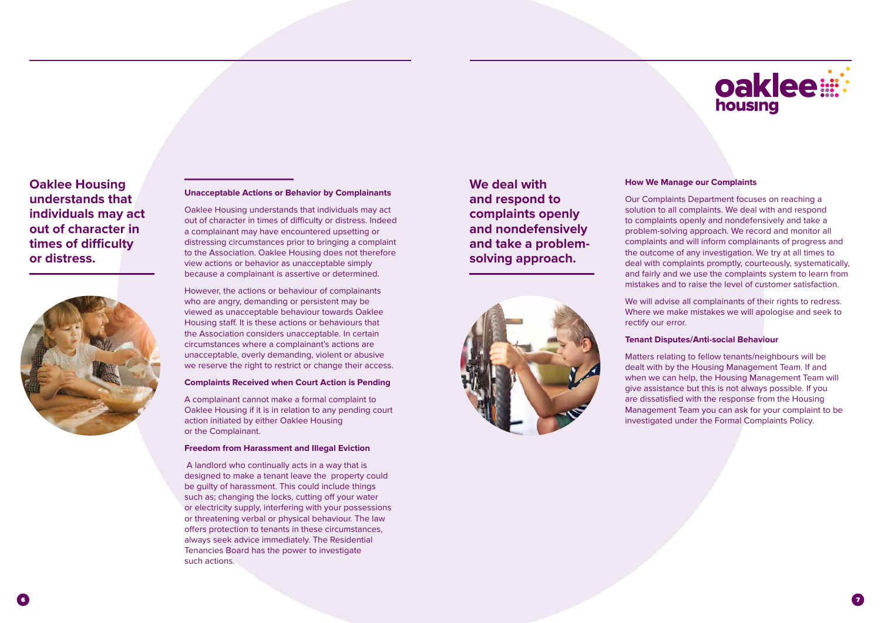**Oaklee Housing understands that individuals may act out of character in times of difficulty or distress.**

### Unacceptable Actions or Behavior by Complainants

Oaklee Housing understands that individuals may act out of character in times of difficulty or distress. Indeed a complainant may have encountered upsetting or distressing circumstances prior to bringing a complaint to the Association. Oaklee Housing does not therefore view actions or behavior as unacceptable simply because a complainant is assertive or determined.

However, the actions or behaviour of complainants who are angry, demanding or persistent may be viewed as unacceptable behaviour towards Oaklee Housing staff. It is these actions or behaviours that the Association considers unacceptable. In certain circumstances where a complainant's actions are unacceptable, overly demanding, violent or abusive we reserve the right to restrict or change their access.

### Complaints Received when Court Action is Pending

A complainant cannot make a formal complaint to Oaklee Housing if it is in relation to any pending court action initiated by either Oaklee Housing or the Complainant.

### Freedom from Harassment and Illegal Eviction

A landlord who continually acts in a way that is designed to make a tenant leave the property could be guilty of harassment. This could include things such as; changing the locks, cutting off your water or electricity supply, interfering with your possessions or threatening verbal or physical behaviour. The law offers protection to tenants in these circumstances, always seek advice immediately. The Residential Tenancies Board has the power to investigate such actions.

**We deal with and respond to complaints openly and nondefensively and take a problem-solving approach.**

### How We Manage our Complaints

Our Complaints Department focuses on reaching a solution to all complaints. We deal with and respond to complaints openly and nondefensively and take a problem-solving approach. We record and monitor all complaints and will inform complainants of progress and the outcome of any investigation. We try at all times to deal with complaints promptly, courteously, systematically, and fairly and we use the complaints system to learn from mistakes and to raise the level of customer satisfaction.

We will advise all complainants of their rights to redress. Where we make mistakes we will apologise and seek to rectify our error.

### Tenant Disputes/Anti-social Behaviour

Matters relating to fellow tenants/neighbours will be dealt with by the Housing Management Team. If and when we can help, the Housing Management Team will give assistance but this is not always possible. If you are dissatisfied with the response from the Housing Management Team you can ask for your complaint to be investigated under the Formal Complaints Policy.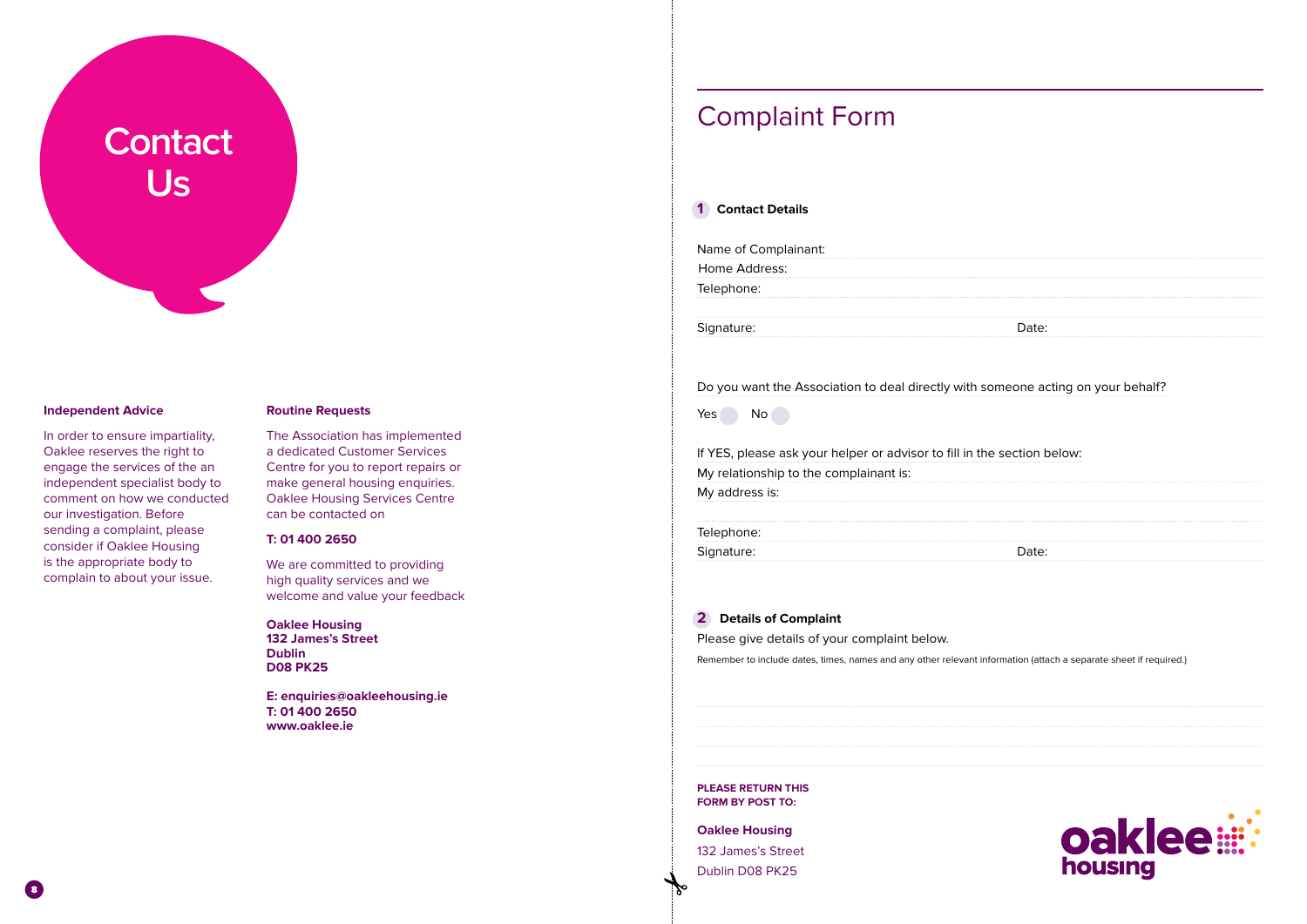# Contact Us

### Independent Advice

In order to ensure impartiality, Oaklee reserves the right to engage the services of the an independent specialist body to comment on how we conducted our investigation. Before sending a complaint, please consider if Oaklee Housing is the appropriate body to complain to about your issue.

### Routine Requests

The Association has implemented a dedicated Customer Services Centre for you to report repairs or make general housing enquiries. Oaklee Housing Services Centre can be contacted on

**T: 01 400 2650**

We are committed to providing high quality services and we welcome and value your feedback

**Oaklee Housing**
**132 James's Street**
**Dublin**
**D08 PK25**

**E: enquiries@oakleehousing.ie**
**T: 01 400 2650**
**www.oaklee.ie**

# Complaint Form

## 1 Contact Details

Name of Complainant:

Home Address:

Telephone:

Signature: Date:

Do you want the Association to deal directly with someone acting on your behalf?

Yes ○ No ○

If YES, please ask your helper or advisor to fill in the section below:

My relationship to the complainant is:

My address is:

Telephone:

Signature: Date:

## 2 Details of Complaint

Please give details of your complaint below.

Remember to include dates, times, names and any other relevant information (attach a separate sheet if required.)

**PLEASE RETURN THIS FORM BY POST TO:**

**Oaklee Housing**
132 James's Street
Dublin D08 PK25

oaklee housing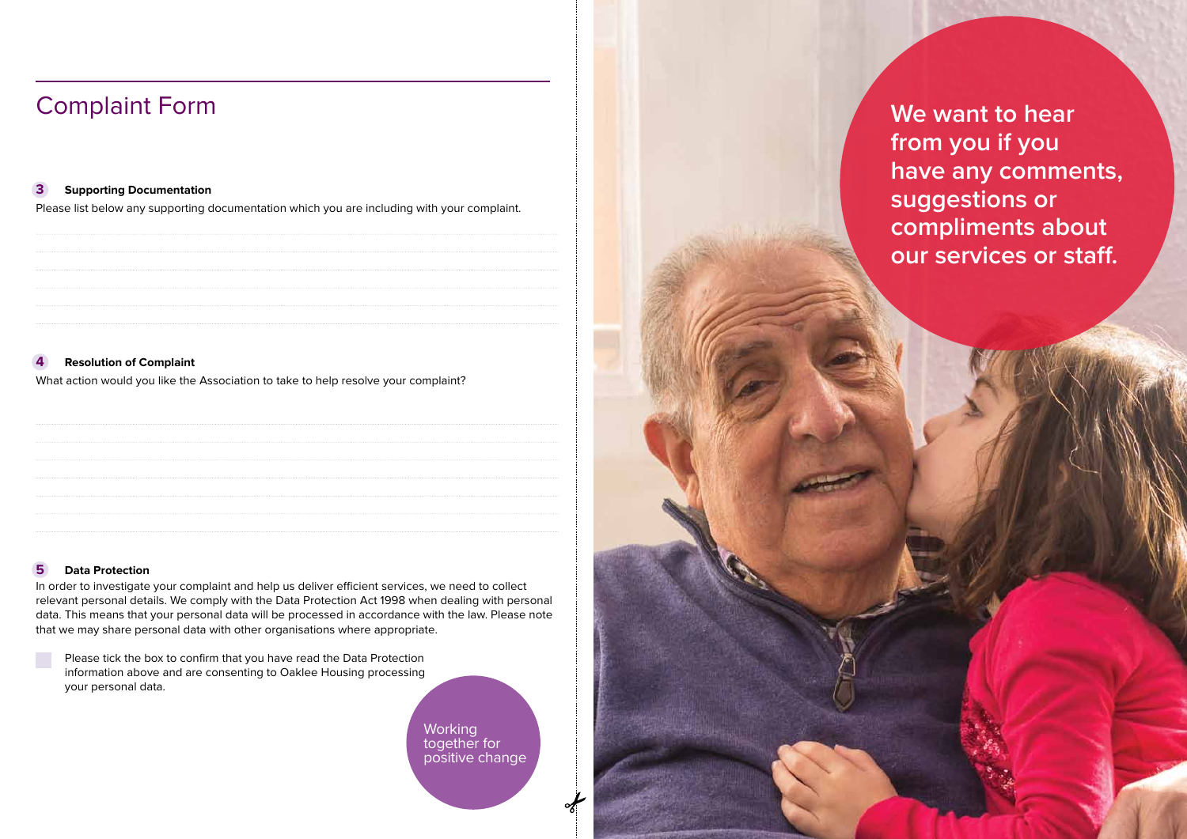# Complaint Form

**3 Supporting Documentation**

Please list below any supporting documentation which you are including with your complaint.

**4 Resolution of Complaint**

What action would you like the Association to take to help resolve your complaint?

**5 Data Protection**

In order to investigate your complaint and help us deliver efficient services, we need to collect relevant personal details. We comply with the Data Protection Act 1998 when dealing with personal data. This means that your personal data will be processed in accordance with the law. Please note that we may share personal data with other organisations where appropriate.

☐ Please tick the box to confirm that you have read the Data Protection information above and are consenting to Oaklee Housing processing your personal data.

Working together for positive change

**We want to hear from you if you have any comments, suggestions or compliments about our services or staff.**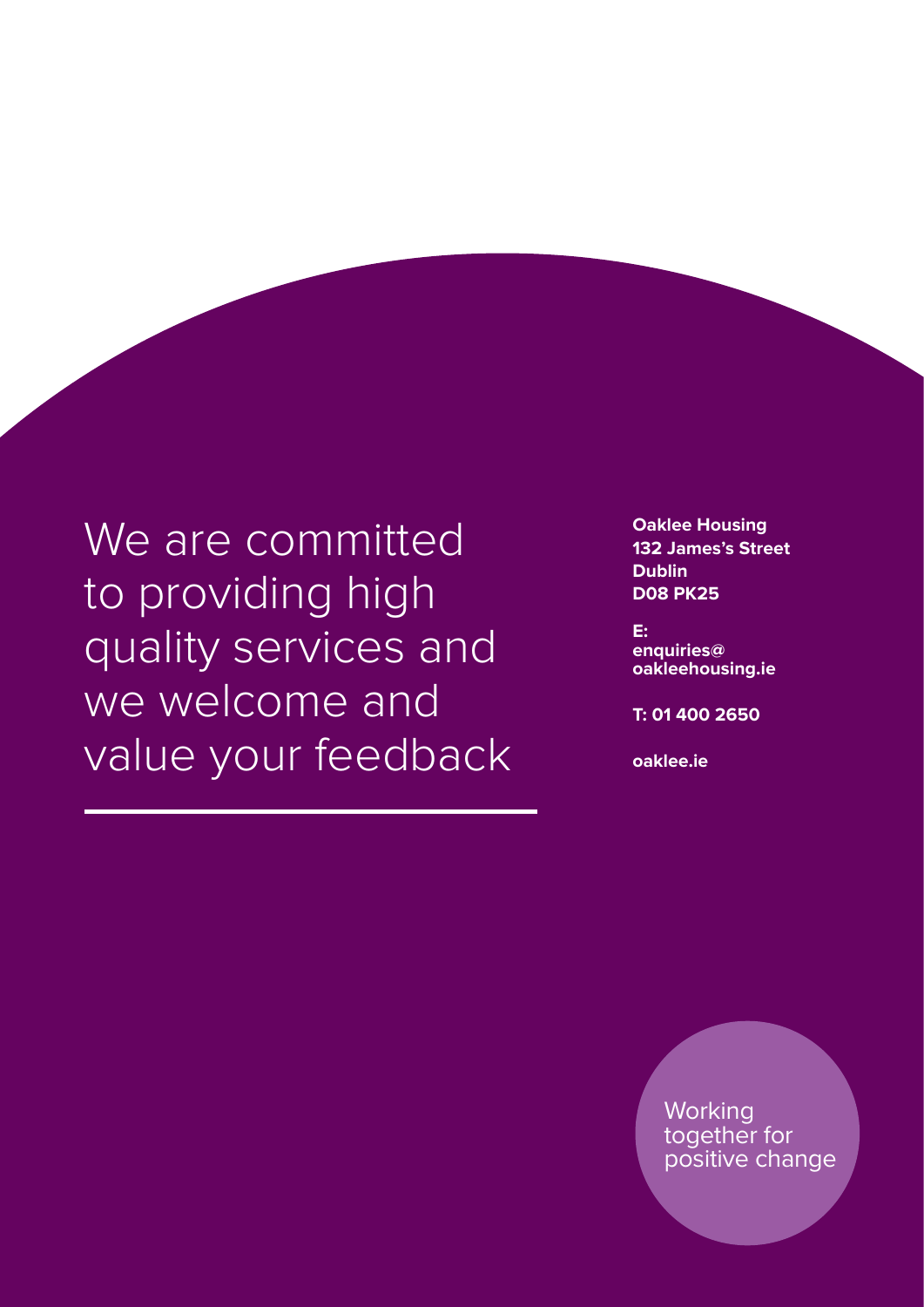We are committed to providing high quality services and we welcome and value your feedback

**Oaklee Housing**
**132 James's Street**
**Dublin**
**D08 PK25**

**E:**
**enquiries@**
**oakleehousing.ie**

**T: 01 400 2650**

**oaklee.ie**

Working together for positive change